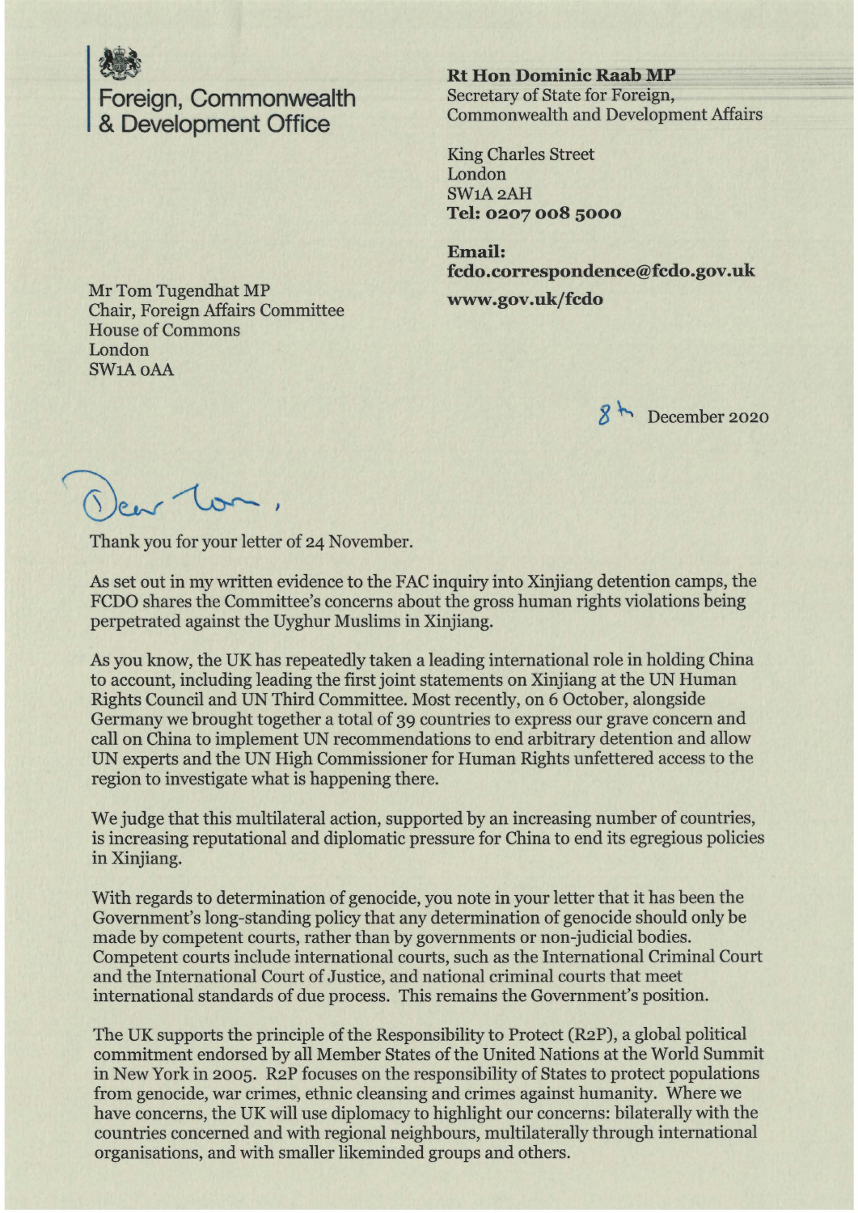Foreign, Commonwealth & Development Office

**Rt Hon Dominic Raab MP**
Secretary of State for Foreign, Commonwealth and Development Affairs

King Charles Street
London
SW1A 2AH
**Tel: 0207 008 5000**

**Email:**
**fcdo.correspondence@fcdo.gov.uk**
**www.gov.uk/fcdo**

Mr Tom Tugendhat MP
Chair, Foreign Affairs Committee
House of Commons
London
SW1A 0AA

8th December 2020

Dear Tom,

Thank you for your letter of 24 November.

As set out in my written evidence to the FAC inquiry into Xinjiang detention camps, the FCDO shares the Committee's concerns about the gross human rights violations being perpetrated against the Uyghur Muslims in Xinjiang.

As you know, the UK has repeatedly taken a leading international role in holding China to account, including leading the first joint statements on Xinjiang at the UN Human Rights Council and UN Third Committee. Most recently, on 6 October, alongside Germany we brought together a total of 39 countries to express our grave concern and call on China to implement UN recommendations to end arbitrary detention and allow UN experts and the UN High Commissioner for Human Rights unfettered access to the region to investigate what is happening there.

We judge that this multilateral action, supported by an increasing number of countries, is increasing reputational and diplomatic pressure for China to end its egregious policies in Xinjiang.

With regards to determination of genocide, you note in your letter that it has been the Government's long-standing policy that any determination of genocide should only be made by competent courts, rather than by governments or non-judicial bodies. Competent courts include international courts, such as the International Criminal Court and the International Court of Justice, and national criminal courts that meet international standards of due process. This remains the Government's position.

The UK supports the principle of the Responsibility to Protect (R2P), a global political commitment endorsed by all Member States of the United Nations at the World Summit in New York in 2005. R2P focuses on the responsibility of States to protect populations from genocide, war crimes, ethnic cleansing and crimes against humanity. Where we have concerns, the UK will use diplomacy to highlight our concerns: bilaterally with the countries concerned and with regional neighbours, multilaterally through international organisations, and with smaller likeminded groups and others.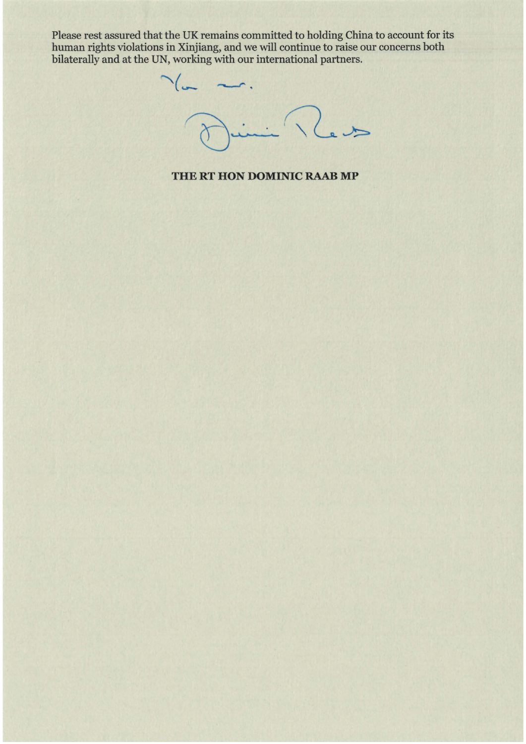Please rest assured that the UK remains committed to holding China to account for its human rights violations in Xinjiang, and we will continue to raise our concerns both bilaterally and at the UN, working with our international partners.

Yours ever,

Dominic Raab

**THE RT HON DOMINIC RAAB MP**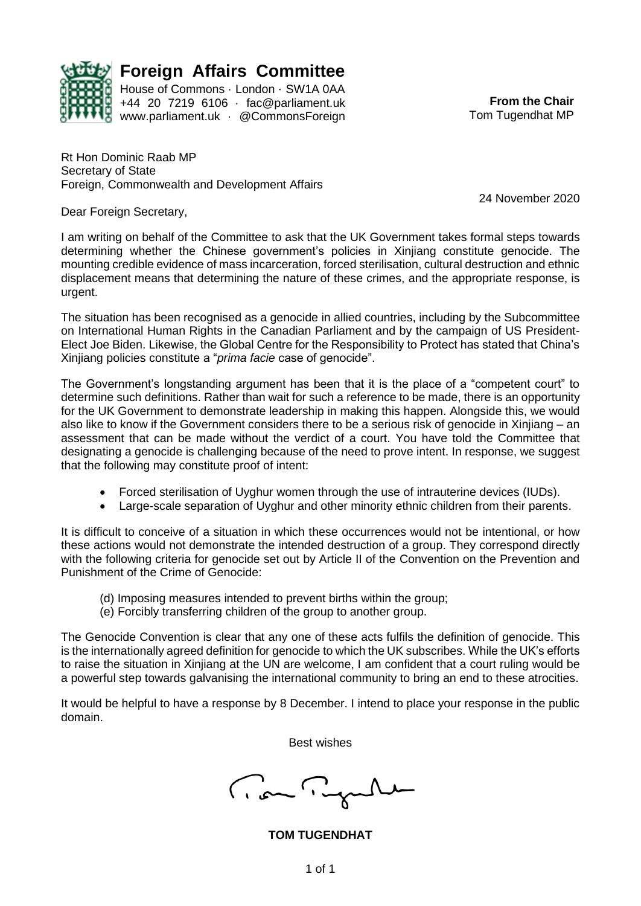# Foreign Affairs Committee

House of Commons · London · SW1A 0AA
+44 20 7219 6106 · fac@parliament.uk
www.parliament.uk · @CommonsForeign

**From the Chair**
Tom Tugendhat MP

Rt Hon Dominic Raab MP
Secretary of State
Foreign, Commonwealth and Development Affairs

24 November 2020

Dear Foreign Secretary,

I am writing on behalf of the Committee to ask that the UK Government takes formal steps towards determining whether the Chinese government's policies in Xinjiang constitute genocide. The mounting credible evidence of mass incarceration, forced sterilisation, cultural destruction and ethnic displacement means that determining the nature of these crimes, and the appropriate response, is urgent.

The situation has been recognised as a genocide in allied countries, including by the Subcommittee on International Human Rights in the Canadian Parliament and by the campaign of US President-Elect Joe Biden. Likewise, the Global Centre for the Responsibility to Protect has stated that China's Xinjiang policies constitute a "*prima facie* case of genocide".

The Government's longstanding argument has been that it is the place of a "competent court" to determine such definitions. Rather than wait for such a reference to be made, there is an opportunity for the UK Government to demonstrate leadership in making this happen. Alongside this, we would also like to know if the Government considers there to be a serious risk of genocide in Xinjiang – an assessment that can be made without the verdict of a court. You have told the Committee that designating a genocide is challenging because of the need to prove intent. In response, we suggest that the following may constitute proof of intent:

- Forced sterilisation of Uyghur women through the use of intrauterine devices (IUDs).
- Large-scale separation of Uyghur and other minority ethnic children from their parents.

It is difficult to conceive of a situation in which these occurrences would not be intentional, or how these actions would not demonstrate the intended destruction of a group. They correspond directly with the following criteria for genocide set out by Article II of the Convention on the Prevention and Punishment of the Crime of Genocide:

(d) Imposing measures intended to prevent births within the group;
(e) Forcibly transferring children of the group to another group.

The Genocide Convention is clear that any one of these acts fulfils the definition of genocide. This is the internationally agreed definition for genocide to which the UK subscribes. While the UK's efforts to raise the situation in Xinjiang at the UN are welcome, I am confident that a court ruling would be a powerful step towards galvanising the international community to bring an end to these atrocities.

It would be helpful to have a response by 8 December. I intend to place your response in the public domain.

Best wishes

**TOM TUGENDHAT**